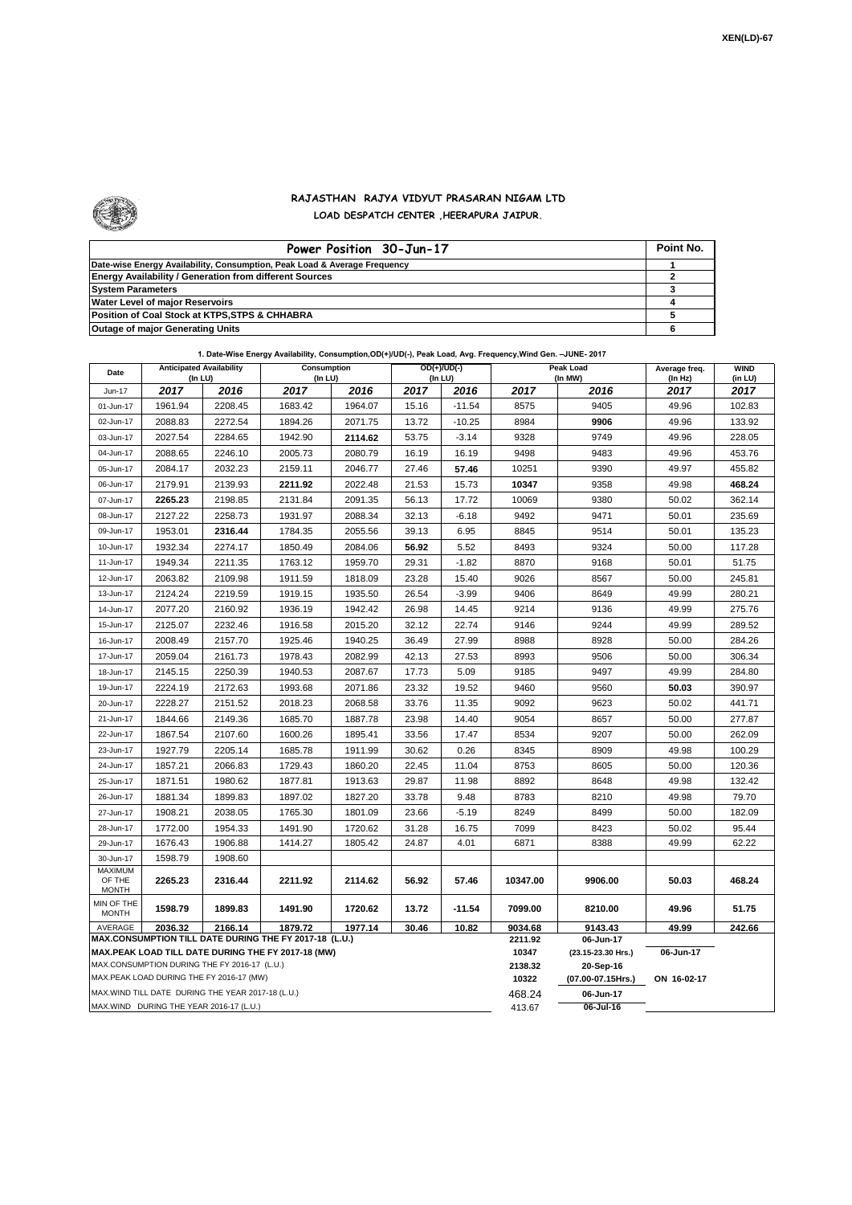XEN(LD)-67

# RAJASTHAN RAJYA VIDYUT PRASARAN NIGAM LTD
## LOAD DESPATCH CENTER ,HEERAPURA JAIPUR.

| Power Position 30-Jun-17 | Point No. |
|---|---|
| Date-wise Energy Availability, Consumption, Peak Load & Average Frequency | 1 |
| Energy Availability / Generation from different Sources | 2 |
| System Parameters | 3 |
| Water Level of major Reservoirs | 4 |
| Position of Coal Stock at KTPS,STPS & CHHABRA | 5 |
| Outage of major Generating Units | 6 |

**1. Date-Wise Energy Availability, Consumption,OD(+)/UD(-), Peak Load, Avg. Frequency,Wind Gen. –JUNE- 2017**

| Date | Anticipated Availability (In LU) | | Consumption (In LU) | | OD(+)/UD(-) (In LU) | | Peak Load (In MW) | | Average freq. (In Hz) | WIND (in LU) |
|---|---|---|---|---|---|---|---|---|---|---|
| Jun-17 | 2017 | 2016 | 2017 | 2016 | 2017 | 2016 | 2017 | 2016 | 2017 | 2017 |
| 01-Jun-17 | 1961.94 | 2208.45 | 1683.42 | 1964.07 | 15.16 | -11.54 | 8575 | 9405 | 49.96 | 102.83 |
| 02-Jun-17 | 2088.83 | 2272.54 | 1894.26 | 2071.75 | 13.72 | -10.25 | 8984 | **9906** | 49.96 | 133.92 |
| 03-Jun-17 | 2027.54 | 2284.65 | 1942.90 | **2114.62** | 53.75 | -3.14 | 9328 | 9749 | 49.96 | 228.05 |
| 04-Jun-17 | 2088.65 | 2246.10 | 2005.73 | 2080.79 | 16.19 | 16.19 | 9498 | 9483 | 49.96 | 453.76 |
| 05-Jun-17 | 2084.17 | 2032.23 | 2159.11 | 2046.77 | 27.46 | **57.46** | 10251 | 9390 | 49.97 | 455.82 |
| 06-Jun-17 | 2179.91 | 2139.93 | **2211.92** | 2022.48 | 21.53 | 15.73 | **10347** | 9358 | 49.98 | **468.24** |
| 07-Jun-17 | **2265.23** | 2198.85 | 2131.84 | 2091.35 | 56.13 | 17.72 | 10069 | 9380 | 50.02 | 362.14 |
| 08-Jun-17 | 2127.22 | 2258.73 | 1931.97 | 2088.34 | 32.13 | -6.18 | 9492 | 9471 | 50.01 | 235.69 |
| 09-Jun-17 | 1953.01 | **2316.44** | 1784.35 | 2055.56 | 39.13 | 6.95 | 8845 | 9514 | 50.01 | 135.23 |
| 10-Jun-17 | 1932.34 | 2274.17 | 1850.49 | 2084.06 | **56.92** | 5.52 | 8493 | 9324 | 50.00 | 117.28 |
| 11-Jun-17 | 1949.34 | 2211.35 | 1763.12 | 1959.70 | 29.31 | -1.82 | 8870 | 9168 | 50.01 | 51.75 |
| 12-Jun-17 | 2063.82 | 2109.98 | 1911.59 | 1818.09 | 23.28 | 15.40 | 9026 | 8567 | 50.00 | 245.81 |
| 13-Jun-17 | 2124.24 | 2219.59 | 1919.15 | 1935.50 | 26.54 | -3.99 | 9406 | 8649 | 49.99 | 280.21 |
| 14-Jun-17 | 2077.20 | 2160.92 | 1936.19 | 1942.42 | 26.98 | 14.45 | 9214 | 9136 | 49.99 | 275.76 |
| 15-Jun-17 | 2125.07 | 2232.46 | 1916.58 | 2015.20 | 32.12 | 22.74 | 9146 | 9244 | 49.99 | 289.52 |
| 16-Jun-17 | 2008.49 | 2157.70 | 1925.46 | 1940.25 | 36.49 | 27.99 | 8988 | 8928 | 50.00 | 284.26 |
| 17-Jun-17 | 2059.04 | 2161.73 | 1978.43 | 2082.99 | 42.13 | 27.53 | 8993 | 9506 | 50.00 | 306.34 |
| 18-Jun-17 | 2145.15 | 2250.39 | 1940.53 | 2087.67 | 17.73 | 5.09 | 9185 | 9497 | 49.99 | 284.80 |
| 19-Jun-17 | 2224.19 | 2172.63 | 1993.68 | 2071.86 | 23.32 | 19.52 | 9460 | 9560 | **50.03** | 390.97 |
| 20-Jun-17 | 2228.27 | 2151.52 | 2018.23 | 2068.58 | 33.76 | 11.35 | 9092 | 9623 | 50.02 | 441.71 |
| 21-Jun-17 | 1844.66 | 2149.36 | 1685.70 | 1887.78 | 23.98 | 14.40 | 9054 | 8657 | 50.00 | 277.87 |
| 22-Jun-17 | 1867.54 | 2107.60 | 1600.26 | 1895.41 | 33.56 | 17.47 | 8534 | 9207 | 50.00 | 262.09 |
| 23-Jun-17 | 1927.79 | 2205.14 | 1685.78 | 1911.99 | 30.62 | 0.26 | 8345 | 8909 | 49.98 | 100.29 |
| 24-Jun-17 | 1857.21 | 2066.83 | 1729.43 | 1860.20 | 22.45 | 11.04 | 8753 | 8605 | 50.00 | 120.36 |
| 25-Jun-17 | 1871.51 | 1980.62 | 1877.81 | 1913.63 | 29.87 | 11.98 | 8892 | 8648 | 49.98 | 132.42 |
| 26-Jun-17 | 1881.34 | 1899.83 | 1897.02 | 1827.20 | 33.78 | 9.48 | 8783 | 8210 | 49.98 | 79.70 |
| 27-Jun-17 | 1908.21 | 2038.05 | 1765.30 | 1801.09 | 23.66 | -5.19 | 8249 | 8499 | 50.00 | 182.09 |
| 28-Jun-17 | 1772.00 | 1954.33 | 1491.90 | 1720.62 | 31.28 | 16.75 | 7099 | 8423 | 50.02 | 95.44 |
| 29-Jun-17 | 1676.43 | 1906.88 | 1414.27 | 1805.42 | 24.87 | 4.01 | 6871 | 8388 | 49.99 | 62.22 |
| 30-Jun-17 | 1598.79 | 1908.60 | | | | | | | | |
| MAXIMUM OF THE MONTH | 2265.23 | 2316.44 | 2211.92 | 2114.62 | 56.92 | 57.46 | 10347.00 | 9906.00 | 50.03 | 468.24 |
| MIN OF THE MONTH | 1598.79 | 1899.83 | 1491.90 | 1720.62 | 13.72 | -11.54 | 7099.00 | 8210.00 | 49.96 | 51.75 |
| AVERAGE | 2036.32 | 2166.14 | 1879.72 | 1977.14 | 30.46 | 10.82 | 9034.68 | 9143.43 | 49.99 | 242.66 |
| MAX.CONSUMPTION TILL DATE DURING THE FY 2017-18 (L.U.) | | | | | | | 2211.92 | 06-Jun-17 | | |
| MAX.PEAK LOAD TILL DATE DURING THE FY 2017-18 (MW) | | | | | | | 10347 | (23.15-23.30 Hrs.) | 06-Jun-17 | |
| MAX.CONSUMPTION DURING THE FY 2016-17 (L.U.) | | | | | | | 2138.32 | 20-Sep-16 | | |
| MAX.PEAK LOAD DURING THE FY 2016-17 (MW) | | | | | | | 10322 | (07.00-07.15Hrs.) | ON 16-02-17 | |
| MAX.WIND TILL DATE DURING THE YEAR 2017-18 (L.U.) | | | | | | | 468.24 | 06-Jun-17 | | |
| MAX.WIND DURING THE YEAR 2016-17 (L.U.) | | | | | | | 413.67 | 06-Jul-16 | | |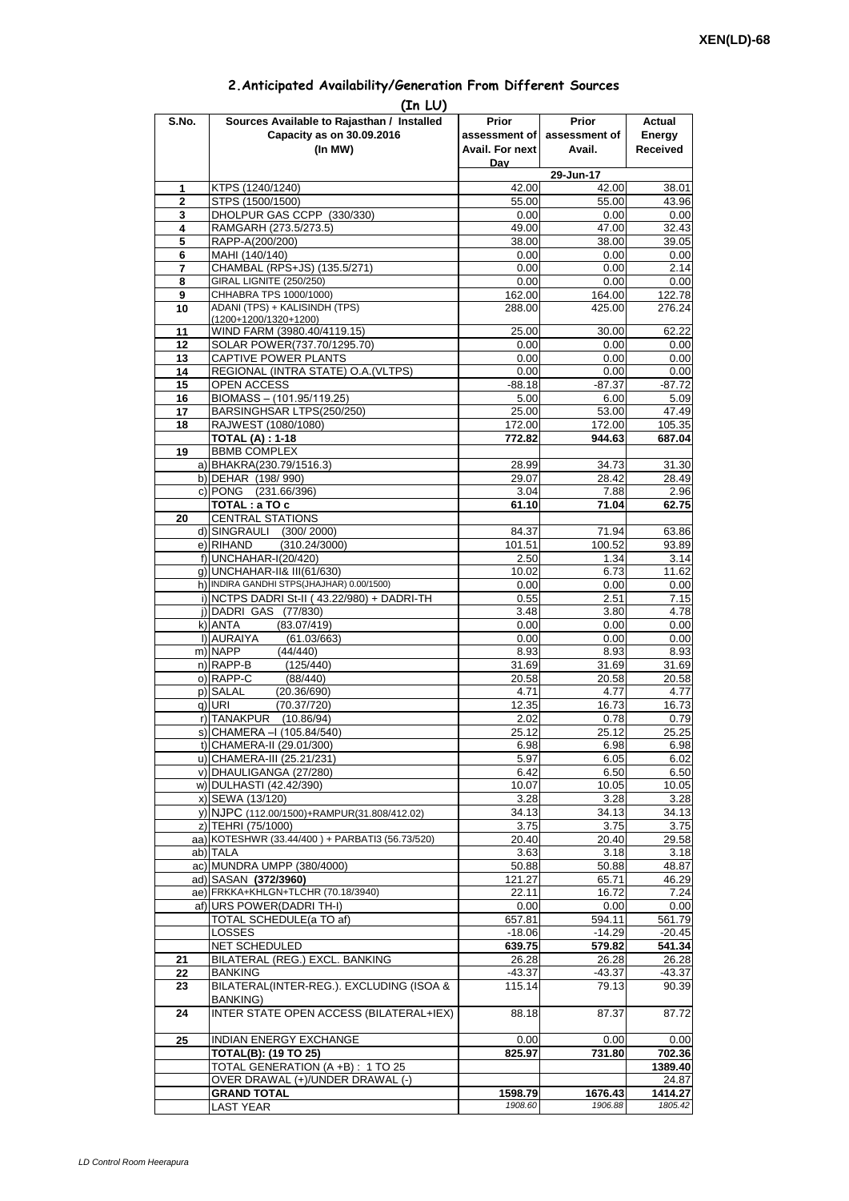XEN(LD)-68

## 2.Anticipated Availability/Generation From Different Sources

(In LU)

| S.No. | Sources Available to Rajasthan / Installed Capacity as on 30.09.2016 (In MW) | Prior assessment of Avail. For next Day | Prior assessment of Avail. | Actual Energy Received |
|---|---|---|---|---|
| | | | 29-Jun-17 | |
| 1 | KTPS (1240/1240) | 42.00 | 42.00 | 38.01 |
| 2 | STPS (1500/1500) | 55.00 | 55.00 | 43.96 |
| 3 | DHOLPUR GAS CCPP (330/330) | 0.00 | 0.00 | 0.00 |
| 4 | RAMGARH (273.5/273.5) | 49.00 | 47.00 | 32.43 |
| 5 | RAPP-A(200/200) | 38.00 | 38.00 | 39.05 |
| 6 | MAHI (140/140) | 0.00 | 0.00 | 0.00 |
| 7 | CHAMBAL (RPS+JS) (135.5/271) | 0.00 | 0.00 | 2.14 |
| 8 | GIRAL LIGNITE (250/250) | 0.00 | 0.00 | 0.00 |
| 9 | CHHABRA TPS 1000/1000) | 162.00 | 164.00 | 122.78 |
| 10 | ADANI (TPS) + KALISINDH (TPS) (1200+1200/1320+1200) | 288.00 | 425.00 | 276.24 |
| 11 | WIND FARM (3980.40/4119.15) | 25.00 | 30.00 | 62.22 |
| 12 | SOLAR POWER(737.70/1295.70) | 0.00 | 0.00 | 0.00 |
| 13 | CAPTIVE POWER PLANTS | 0.00 | 0.00 | 0.00 |
| 14 | REGIONAL (INTRA STATE) O.A.(VLTPS) | 0.00 | 0.00 | 0.00 |
| 15 | OPEN ACCESS | -88.18 | -87.37 | -87.72 |
| 16 | BIOMASS – (101.95/119.25) | 5.00 | 6.00 | 5.09 |
| 17 | BARSINGHSAR LTPS(250/250) | 25.00 | 53.00 | 47.49 |
| 18 | RAJWEST (1080/1080) | 172.00 | 172.00 | 105.35 |
| | **TOTAL (A) : 1-18** | **772.82** | **944.63** | **687.04** |
| 19 | BBMB COMPLEX | | | |
| | a) BHAKRA(230.79/1516.3) | 28.99 | 34.73 | 31.30 |
| | b) DEHAR (198/ 990) | 29.07 | 28.42 | 28.49 |
| | c) PONG (231.66/396) | 3.04 | 7.88 | 2.96 |
| | **TOTAL : a TO c** | **61.10** | **71.04** | **62.75** |
| 20 | CENTRAL STATIONS | | | |
| | d) SINGRAULI (300/ 2000) | 84.37 | 71.94 | 63.86 |
| | e) RIHAND (310.24/3000) | 101.51 | 100.52 | 93.89 |
| | f) UNCHAHAR-I(20/420) | 2.50 | 1.34 | 3.14 |
| | g) UNCHAHAR-II& III(61/630) | 10.02 | 6.73 | 11.62 |
| | h) INDIRA GANDHI STPS(JHAJHAR) 0.00/1500) | 0.00 | 0.00 | 0.00 |
| | i) NCTPS DADRI St-II ( 43.22/980) + DADRI-TH | 0.55 | 2.51 | 7.15 |
| | j) DADRI GAS (77/830) | 3.48 | 3.80 | 4.78 |
| | k) ANTA (83.07/419) | 0.00 | 0.00 | 0.00 |
| | l) AURAIYA (61.03/663) | 0.00 | 0.00 | 0.00 |
| | m) NAPP (44/440) | 8.93 | 8.93 | 8.93 |
| | n) RAPP-B (125/440) | 31.69 | 31.69 | 31.69 |
| | o) RAPP-C (88/440) | 20.58 | 20.58 | 20.58 |
| | p) SALAL (20.36/690) | 4.71 | 4.77 | 4.77 |
| | q) URI (70.37/720) | 12.35 | 16.73 | 16.73 |
| | r) TANAKPUR (10.86/94) | 2.02 | 0.78 | 0.79 |
| | s) CHAMERA –I (105.84/540) | 25.12 | 25.12 | 25.25 |
| | t) CHAMERA-II (29.01/300) | 6.98 | 6.98 | 6.98 |
| | u) CHAMERA-III (25.21/231) | 5.97 | 6.05 | 6.02 |
| | v) DHAULIGANGA (27/280) | 6.42 | 6.50 | 6.50 |
| | w) DULHASTI (42.42/390) | 10.07 | 10.05 | 10.05 |
| | x) SEWA (13/120) | 3.28 | 3.28 | 3.28 |
| | y) NJPC (112.00/1500)+RAMPUR(31.808/412.02) | 34.13 | 34.13 | 34.13 |
| | z) TEHRI (75/1000) | 3.75 | 3.75 | 3.75 |
| | aa) KOTESHWR (33.44/400 ) + PARBATI3 (56.73/520) | 20.40 | 20.40 | 29.58 |
| | ab) TALA | 3.63 | 3.18 | 3.18 |
| | ac) MUNDRA UMPP (380/4000) | 50.88 | 50.88 | 48.87 |
| | ad) SASAN **(372/3960)** | 121.27 | 65.71 | 46.29 |
| | ae) FRKKA+KHLGN+TLCHR (70.18/3940) | 22.11 | 16.72 | 7.24 |
| | af) URS POWER(DADRI TH-I) | 0.00 | 0.00 | 0.00 |
| | TOTAL SCHEDULE(a TO af) | 657.81 | 594.11 | 561.79 |
| | LOSSES | -18.06 | -14.29 | -20.45 |
| | NET SCHEDULED | **639.75** | **579.82** | **541.34** |
| 21 | BILATERAL (REG.) EXCL. BANKING | 26.28 | 26.28 | 26.28 |
| 22 | BANKING | -43.37 | -43.37 | -43.37 |
| 23 | BILATERAL(INTER-REG.). EXCLUDING (ISOA & BANKING) | 115.14 | 79.13 | 90.39 |
| 24 | INTER STATE OPEN ACCESS (BILATERAL+IEX) | 88.18 | 87.37 | 87.72 |
| 25 | INDIAN ENERGY EXCHANGE | 0.00 | 0.00 | 0.00 |
| | **TOTAL(B): (19 TO 25)** | **825.97** | **731.80** | **702.36** |
| | TOTAL GENERATION (A +B) : 1 TO 25 | | | **1389.40** |
| | OVER DRAWAL (+)/UNDER DRAWAL (-) | | | 24.87 |
| | **GRAND TOTAL** | **1598.79** | **1676.43** | **1414.27** |
| | LAST YEAR | *1908.60* | *1906.88* | *1805.42* |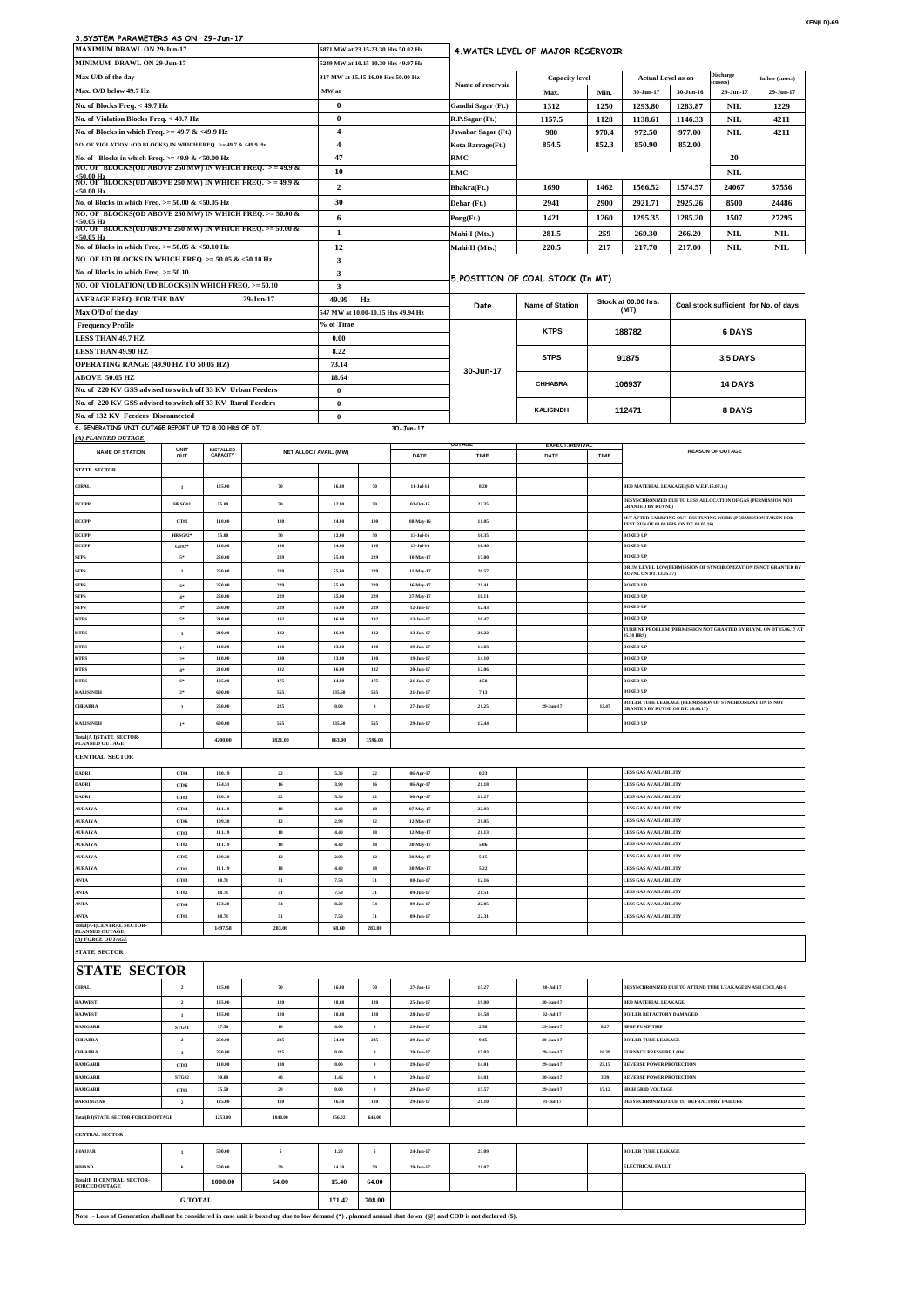## 3.SYSTEM PARAMETERS AS ON 29-Jun-17

| | | |
|---|---|---|
| MAXIMUM DRAWL ON 29-Jun-17 | 6871 MW at 23.15-23.30 Hrs 50.02 Hz | |
| MINIMUM DRAWL ON 29-Jun-17 | 5249 MW at 10.15-10.30 Hrs 49.97 Hz | |
| Max U/D of the day | 317 MW at 15.45-16.00 Hrs 50.00 Hz | |
| Max. O/D below 49.7 Hz | MW at | |
| No. of Blocks Freq. < 49.7 Hz | 0 | |
| No. of Violation Blocks Freq. < 49.7 Hz | 0 | |
| No. of Blocks in which Freq. >= 49.7 & <49.9 Hz | 4 | |
| NO. OF VIOLATION (OD BLOCKS) IN WHICH FREQ. >= 49.7 & <49.9 Hz | 4 | |
| No. of Blocks in which Freq. >= 49.9 & <50.00 Hz | 47 | |
| NO. OF BLOCKS(OD ABOVE 250 MW) IN WHICH FREQ. >= 49.9 & <50.00 Hz | 10 | |
| NO. OF BLOCKS(UD ABOVE 250 MW) IN WHICH FREQ. >= 49.9 & <50.00 Hz | 2 | |
| No. of Blocks in which Freq. >= 50.00 & <50.05 Hz | 30 | |
| NO. OF BLOCKS(OD ABOVE 250 MW) IN WHICH FREQ. >= 50.00 & <50.05 Hz | 6 | |
| NO. OF BLOCKS(UD ABOVE 250 MW) IN WHICH FREQ. >= 50.00 & <50.05 Hz | 1 | |
| No. of Blocks in which Freq. >= 50.05 & <50.10 Hz | 12 | |
| NO. OF UD BLOCKS IN WHICH FREQ. >= 50.05 & <50.10 Hz | 3 | |
| No. of Blocks in which Freq. >= 50.10 | 3 | |
| NO. OF VIOLATION( UD BLOCKS)IN WHICH FREQ. >= 50.10 | 3 | |
| AVERAGE FREQ. FOR THE DAY 29-Jun-17 | 49.99 Hz | |
| Max O/D of the day | 547 MW at 10.00-10.15 Hrs 49.94 Hz | |
| Frequency Profile | % of Time | |
| LESS THAN 49.7 HZ | 0.00 | |
| LESS THAN 49.90 HZ | 8.22 | |
| OPERATING RANGE (49.90 HZ TO 50.05 HZ) | 73.14 | |
| ABOVE 50.05 HZ | 18.64 | |
| No. of 220 KV GSS advised to switch off 33 KV Urban Feeders | 0 | |
| No. of 220 KV GSS advised to switch off 33 KV Rural Feeders | 0 | |
| No. of 132 KV Feeders Disconnected | 0 | |

## 4.WATER LEVEL OF MAJOR RESERVOIR

| Name of reservoir | Capacity level Max. | Capacity level Min. | Actual Level as on 30-Jun-17 | Actual Level as on 30-Jun-16 | Discharge (cusecs) 29-Jun-17 | Inflow (cusecs) 29-Jun-17 |
|---|---|---|---|---|---|---|
| Gandhi Sagar (Ft.) | 1312 | 1250 | 1293.80 | 1283.87 | NIL | 1229 |
| R.P.Sagar (Ft.) | 1157.5 | 1128 | 1138.61 | 1146.33 | NIL | 4211 |
| Jawahar Sagar (Ft.) | 980 | 970.4 | 972.50 | 977.00 | NIL | 4211 |
| Kota Barrage(Ft.) | 854.5 | 852.3 | 850.90 | 852.00 | | |
| RMC | | | | | 20 | |
| LMC | | | | | NIL | |
| Bhakra(Ft.) | 1690 | 1462 | 1566.52 | 1574.57 | 24067 | 37556 |
| Dehar (Ft.) | 2941 | 2900 | 2921.71 | 2925.26 | 8500 | 24486 |
| Pong(Ft.) | 1421 | 1260 | 1295.35 | 1285.20 | 1507 | 27295 |
| Mahi-I (Mts.) | 281.5 | 259 | 269.30 | 266.20 | NIL | NIL |
| Mahi-II (Mts.) | 220.5 | 217 | 217.70 | 217.00 | NIL | NIL |

## 5.POSITION OF COAL STOCK (In MT)

| Date | Name of Station | Stock at 00.00 hrs. (MT) | Coal stock sufficient for No. of days |
|---|---|---|---|
| 30-Jun-17 | KTPS | 188782 | 6 DAYS |
| | STPS | 91875 | 3.5 DAYS |
| | CHHABRA | 106937 | 14 DAYS |
| | KALISINDH | 112471 | 8 DAYS |

## 6. GENERATING UNIT OUTAGE REPORT UP TO 8.00 HRS OF DT. 30-Jun-17

### (A) PLANNED OUTAGE

| NAME OF STATION | UNIT OUT | INSTALLED CAPACITY | NET ALLOC./ AVAIL. (MW) | | | OUTAGE DATE | OUTAGE TIME | EXPECT./REVIVAL DATE | EXPECT./REVIVAL TIME | REASON OF OUTAGE |
|---|---|---|---|---|---|---|---|---|---|---|
| **STATE SECTOR** | | | | | | | | | | |
| GIRAL | 1 | 125.00 | 70 | 16.80 | 70 | 11-Jul-14 | 8.20 | | | BED MATERIAL LEAKAGE (S/D W.E.F.15.07.14) |
| DCCPP | HRSG#1 | 55.00 | 50 | 12.00 | 50 | 03-Oct-15 | 22.35 | | | DESYNCHRONIZED DUE TO LESS ALLOCATION OF GAS (PERMISSION NOT GRANTED BY RUVNL) |
| DCCPP | GT#1 | 110.00 | 100 | 24.00 | 100 | 08-May-16 | 11.05 | | | S/T AFTER CARRYING OUT PSS TUNING WORK (PERMISSION TAKEN FOR TEST RUN OF 01.00 HRS. ON DT. 08.05.16) |
| DCCPP | HRSG#2* | 55.00 | 50 | 12.00 | 50 | 13-Jul-16 | 16.35 | | | BOXED UP |
| DCCPP | GT#2* | 110.00 | 100 | 24.00 | 100 | 13-Jul-16 | 16.40 | | | BOXED UP |
| STPS | 5* | 250.00 | 229 | 55.00 | 229 | 10-May-17 | 17.00 | | | BOXED UP |
| STPS | 1 | 250.00 | 229 | 55.00 | 229 | 11-May-17 | 20.57 | | | DRUM LEVEL LOW(PERMISSION OF SYNCHRONIZATION IS NOT GRANTED BY RUVNL ON DT. 13.05.17) |
| STPS | 6* | 250.00 | 229 | 55.00 | 229 | 16-May-17 | 21.41 | | | BOXED UP |
| STPS | 4* | 250.00 | 229 | 55.00 | 229 | 27-May-17 | 10.11 | | | BOXED UP |
| STPS | 3* | 250.00 | 229 | 55.00 | 229 | 12-Jun-17 | 12.43 | | | BOXED UP |
| KTPS | 5* | 210.00 | 192 | 46.00 | 192 | 13-Jun-17 | 10.47 | | | BOXED UP |
| KTPS | 3 | 210.00 | 192 | 46.00 | 192 | 13-Jun-17 | 20.22 | | | TURBINE PROBLEM (PERMISSION NOT GRANTED BY RUVNL ON DT 15.06.17 AT 05.30 HRS) |
| KTPS | 1* | 110.00 | 100 | 23.00 | 100 | 19-Jun-17 | 14.03 | | | BOXED UP |
| KTPS | 2* | 110.00 | 100 | 23.00 | 100 | 19-Jun-17 | 14.10 | | | BOXED UP |
| KTPS | 4* | 210.00 | 192 | 46.00 | 192 | 20-Jun-17 | 12.06 | | | BOXED UP |
| KTPS | 6* | 195.00 | 175 | 44.00 | 175 | 21-Jun-17 | 4.50 | | | BOXED UP |
| KALISINDH | 2* | 600.00 | 565 | 135.60 | 565 | 21-Jun-17 | 7.13 | | | BOXED UP |
| CHHABRA | 3 | 250.00 | 225 | 0.00 | 0 | 27-Jun-17 | 21.25 | 29-Jun-17 | 13.47 | BOILER TUBE LEAKAGE (PERMISSION OF SYNCHRONIZATION IS NOT GRANTED BY RUVNL ON DT. 28.06.17) |
| KALISINDH | 1* | 600.00 | 565 | 135.60 | 565 | 29-Jun-17 | 12.44 | | | BOXED UP |
| Total(A I)STATE SECTOR-PLANNED OUTAGE | | 4200.00 | 3821.00 | 863.00 | 3596.00 | | | | | |
| **CENTRAL SECTOR** | | | | | | | | | | |
| DADRI | GT#4 | 130.19 | 22 | 5.30 | 22 | 06-Apr-17 | 0.23 | | | LESS GAS AVAILABILITY |
| DADRI | GT#6 | 154.51 | 16 | 3.90 | 16 | 06-Apr-17 | 21.18 | | | LESS GAS AVAILABILITY |
| DADRI | GT#3 | 130.19 | 22 | 5.30 | 22 | 06-Apr-17 | 21.27 | | | LESS GAS AVAILABILITY |
| AURAIYA | GT#4 | 111.19 | 18 | 4.40 | 18 | 07-May-17 | 22.03 | | | LESS GAS AVAILABILITY |
| AURAIYA | GT#6 | 109.30 | 12 | 2.90 | 12 | 12-May-17 | 21.05 | | | LESS GAS AVAILABILITY |
| AURAIYA | GT#3 | 111.19 | 18 | 4.40 | 18 | 12-May-17 | 21.13 | | | LESS GAS AVAILABILITY |
| AURAIYA | GT#2 | 111.19 | 18 | 4.40 | 18 | 30-May-17 | 5.06 | | | LESS GAS AVAILABILITY |
| AURAIYA | GT#5 | 109.30 | 12 | 2.90 | 12 | 30-May-17 | 5.15 | | | LESS GAS AVAILABILITY |
| AURAIYA | GT#1 | 111.19 | 18 | 4.40 | 18 | 30-May-17 | 5.22 | | | LESS GAS AVAILABILITY |
| ANTA | GT#3 | 88.71 | 31 | 7.50 | 31 | 08-Jun-17 | 12.16 | | | LESS GAS AVAILABILITY |
| ANTA | GT#2 | 88.71 | 31 | 7.50 | 31 | 09-Jun-17 | 21.51 | | | LESS GAS AVAILABILITY |
| ANTA | GT#4 | 153.20 | 34 | 8.20 | 34 | 09-Jun-17 | 22.05 | | | LESS GAS AVAILABILITY |
| ANTA | GT#1 | 88.71 | 31 | 7.50 | 31 | 09-Jun-17 | 22.31 | | | LESS GAS AVAILABILITY |
| Total(A-I)CENTRAL SECTOR-PLANNED OUTAGE | | 1497.58 | 283.00 | 68.60 | 283.00 | | | | | |

### (B) FORCE OUTAGE

| NAME OF STATION | UNIT OUT | INSTALLED CAPACITY | NET ALLOC./ AVAIL. (MW) | | | OUTAGE DATE | OUTAGE TIME | EXPECT./REVIVAL DATE | EXPECT./REVIVAL TIME | REASON OF OUTAGE |
|---|---|---|---|---|---|---|---|---|---|---|
| **STATE SECTOR** | | | | | | | | | | |
| GIRAL | 2 | 125.00 | 70 | 16.80 | 70 | 27-Jan-16 | 15.27 | 30-Jul-17 | | DESYNCHRONIZED DUE TO ATTEND TUBE LEAKAGE IN ASH COOLAR-I |
| RAJWEST | 2 | 135.00 | 120 | 28.60 | 120 | 25-Jun-17 | 19.00 | 30-Jun-17 | | BED MATERIAL LEAKAGE |
| RAJWEST | 3 | 135.00 | 120 | 28.60 | 120 | 28-Jun-17 | 14.50 | 02-Jul-17 | | BOILER REFACTORY DAMAGED |
| RAMGARH | STG#1 | 37.50 | 10 | 0.00 | 0 | 29-Jun-17 | 2.58 | 29-Jun-17 | 8.27 | HPBF PUMP TRIP |
| CHHABRA | 2 | 250.00 | 225 | 54.00 | 225 | 29-Jun-17 | 9.45 | 30-Jun-17 | | BOILER TUBE LEAKAGE |
| CHHABRA | 3 | 250.00 | 225 | 0.00 | 0 | 29-Jun-17 | 15.03 | 29-Jun-17 | 16.39 | FURNACE PRESSURE LOW |
| RAMGARH | GT#3 | 110.00 | 100 | 0.00 | 0 | 29-Jun-17 | 14.01 | 29-Jun-17 | 23.15 | REVERSE POWER PROTECTION |
| RAMGARH | STG#2 | 50.00 | 40 | 1.46 | 0 | 29-Jun-17 | 14.01 | 30-Jun-17 | 3.39 | REVERSE POWER PROTECTION |
| RAMGARH | GT#1 | 35.50 | 29 | 0.00 | 0 | 29-Jun-17 | 15.57 | 29-Jun-17 | 17.12 | HIGH GRID VOLTAGE |
| BARSINGSAR | 2 | 125.00 | 110 | 26.40 | 110 | 29-Jun-17 | 21.10 | 01-Jul-17 | | DESYNCHRONIZED DUE TO REFRACTORY FAILURE |
| Total(B I)STATE SECTOR-FORCED OUTAGE | | 1253.00 | 1049.00 | 156.02 | 644.00 | | | | | |
| **CENTRAL SECTOR** | | | | | | | | | | |
| JHAJJAR | 1 | 500.00 | 5 | 1.20 | 5 | 24-Jun-17 | 23.09 | | | BOILER TUBE LEAKAGE |
| RIHAND | 6 | 500.00 | 59 | 14.20 | 59 | 29-Jun-17 | 21.07 | | | ELECTRICAL FAULT |
| Total(B II)CENTRAL SECTOR-FORCED OUTAGE | | 1000.00 | 64.00 | 15.40 | 64.00 | | | | | |
| G.TOTAL | | | | 171.42 | 708.00 | | | | | |

Note :- Loss of Generation shall not be considered in case unit is boxed up due to low demand (*) , planned annual shut down (@) and COD is not declared ($).